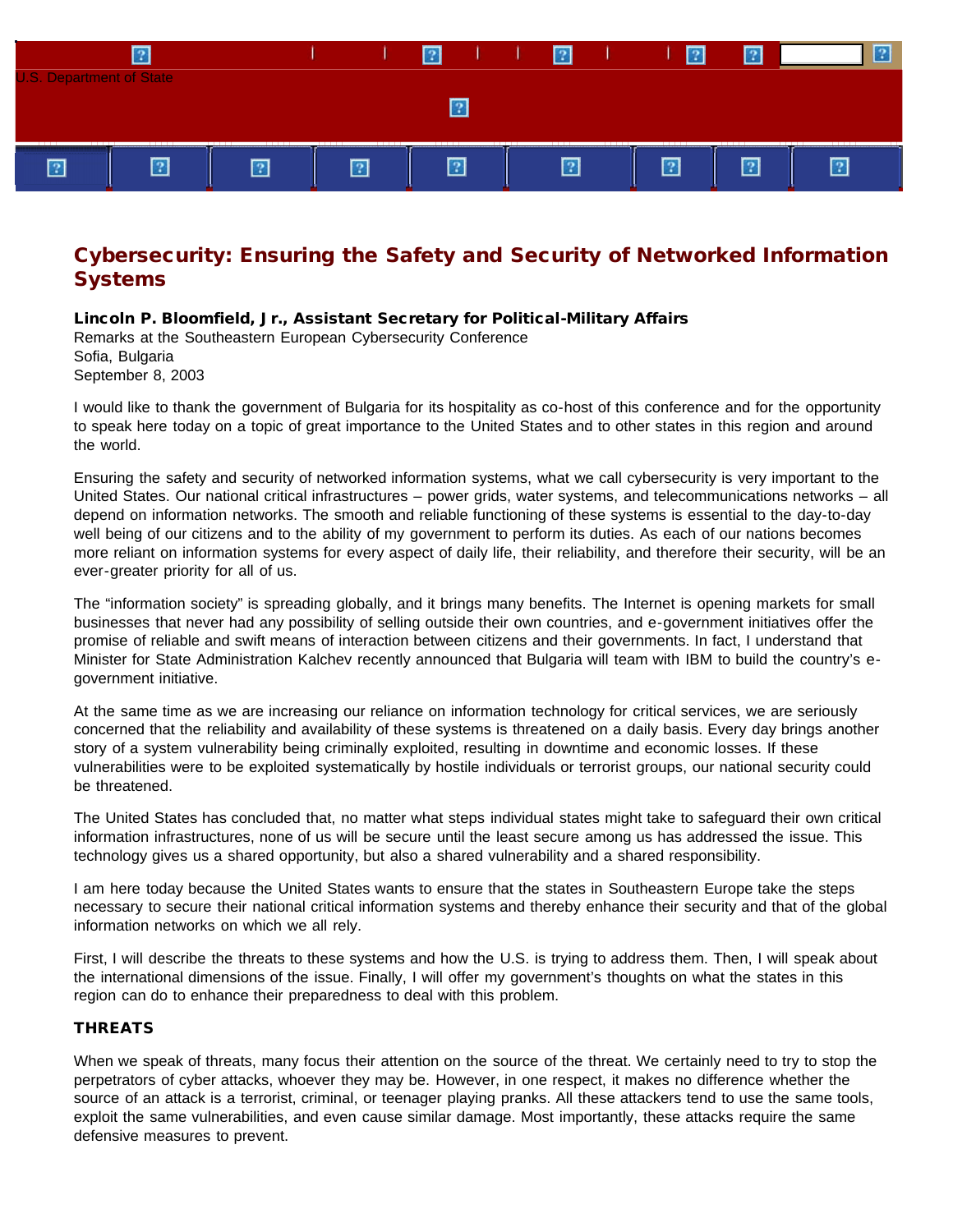U.S. Department of State

# Cybersecurity: Ensuring the Safety and Security of Networked Information Systems

**Lincoln P. Bloomfield, Jr., Assistant Secretary for Political-Military Affairs**
Remarks at the Southeastern European Cybersecurity Conference
Sofia, Bulgaria
September 8, 2003

I would like to thank the government of Bulgaria for its hospitality as co-host of this conference and for the opportunity to speak here today on a topic of great importance to the United States and to other states in this region and around the world.

Ensuring the safety and security of networked information systems, what we call cybersecurity is very important to the United States. Our national critical infrastructures – power grids, water systems, and telecommunications networks – all depend on information networks. The smooth and reliable functioning of these systems is essential to the day-to-day well being of our citizens and to the ability of my government to perform its duties. As each of our nations becomes more reliant on information systems for every aspect of daily life, their reliability, and therefore their security, will be an ever-greater priority for all of us.

The "information society" is spreading globally, and it brings many benefits. The Internet is opening markets for small businesses that never had any possibility of selling outside their own countries, and e-government initiatives offer the promise of reliable and swift means of interaction between citizens and their governments. In fact, I understand that Minister for State Administration Kalchev recently announced that Bulgaria will team with IBM to build the country's e-government initiative.

At the same time as we are increasing our reliance on information technology for critical services, we are seriously concerned that the reliability and availability of these systems is threatened on a daily basis. Every day brings another story of a system vulnerability being criminally exploited, resulting in downtime and economic losses. If these vulnerabilities were to be exploited systematically by hostile individuals or terrorist groups, our national security could be threatened.

The United States has concluded that, no matter what steps individual states might take to safeguard their own critical information infrastructures, none of us will be secure until the least secure among us has addressed the issue. This technology gives us a shared opportunity, but also a shared vulnerability and a shared responsibility.

I am here today because the United States wants to ensure that the states in Southeastern Europe take the steps necessary to secure their national critical information systems and thereby enhance their security and that of the global information networks on which we all rely.

First, I will describe the threats to these systems and how the U.S. is trying to address them. Then, I will speak about the international dimensions of the issue. Finally, I will offer my government's thoughts on what the states in this region can do to enhance their preparedness to deal with this problem.

### THREATS

When we speak of threats, many focus their attention on the source of the threat. We certainly need to try to stop the perpetrators of cyber attacks, whoever they may be. However, in one respect, it makes no difference whether the source of an attack is a terrorist, criminal, or teenager playing pranks. All these attackers tend to use the same tools, exploit the same vulnerabilities, and even cause similar damage. Most importantly, these attacks require the same defensive measures to prevent.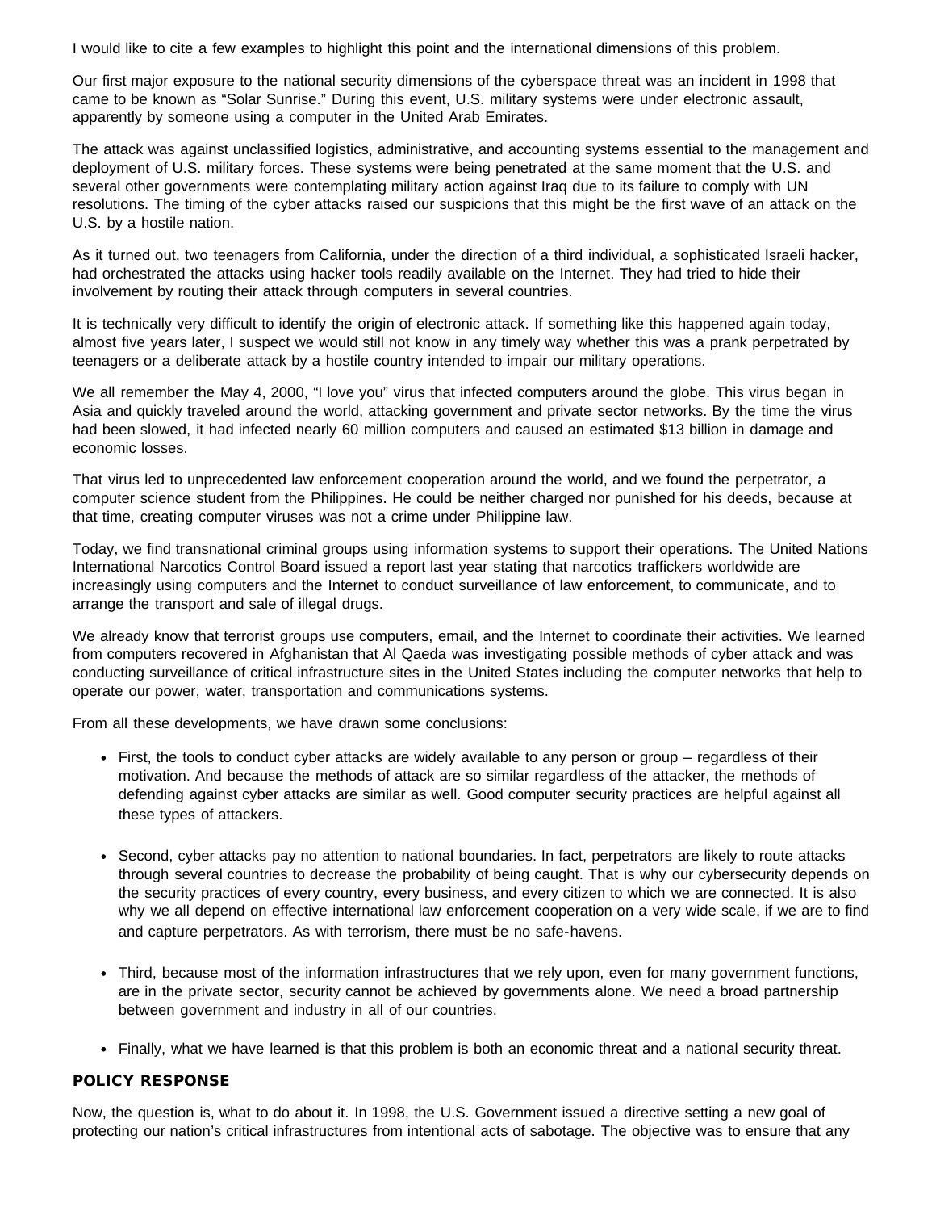I would like to cite a few examples to highlight this point and the international dimensions of this problem.

Our first major exposure to the national security dimensions of the cyberspace threat was an incident in 1998 that came to be known as “Solar Sunrise.” During this event, U.S. military systems were under electronic assault, apparently by someone using a computer in the United Arab Emirates.

The attack was against unclassified logistics, administrative, and accounting systems essential to the management and deployment of U.S. military forces. These systems were being penetrated at the same moment that the U.S. and several other governments were contemplating military action against Iraq due to its failure to comply with UN resolutions. The timing of the cyber attacks raised our suspicions that this might be the first wave of an attack on the U.S. by a hostile nation.

As it turned out, two teenagers from California, under the direction of a third individual, a sophisticated Israeli hacker, had orchestrated the attacks using hacker tools readily available on the Internet. They had tried to hide their involvement by routing their attack through computers in several countries.

It is technically very difficult to identify the origin of electronic attack. If something like this happened again today, almost five years later, I suspect we would still not know in any timely way whether this was a prank perpetrated by teenagers or a deliberate attack by a hostile country intended to impair our military operations.

We all remember the May 4, 2000, “I love you” virus that infected computers around the globe. This virus began in Asia and quickly traveled around the world, attacking government and private sector networks. By the time the virus had been slowed, it had infected nearly 60 million computers and caused an estimated $13 billion in damage and economic losses.

That virus led to unprecedented law enforcement cooperation around the world, and we found the perpetrator, a computer science student from the Philippines. He could be neither charged nor punished for his deeds, because at that time, creating computer viruses was not a crime under Philippine law.

Today, we find transnational criminal groups using information systems to support their operations. The United Nations International Narcotics Control Board issued a report last year stating that narcotics traffickers worldwide are increasingly using computers and the Internet to conduct surveillance of law enforcement, to communicate, and to arrange the transport and sale of illegal drugs.

We already know that terrorist groups use computers, email, and the Internet to coordinate their activities. We learned from computers recovered in Afghanistan that Al Qaeda was investigating possible methods of cyber attack and was conducting surveillance of critical infrastructure sites in the United States including the computer networks that help to operate our power, water, transportation and communications systems.

From all these developments, we have drawn some conclusions:

- First, the tools to conduct cyber attacks are widely available to any person or group – regardless of their motivation. And because the methods of attack are so similar regardless of the attacker, the methods of defending against cyber attacks are similar as well. Good computer security practices are helpful against all these types of attackers.
- Second, cyber attacks pay no attention to national boundaries. In fact, perpetrators are likely to route attacks through several countries to decrease the probability of being caught. That is why our cybersecurity depends on the security practices of every country, every business, and every citizen to which we are connected. It is also why we all depend on effective international law enforcement cooperation on a very wide scale, if we are to find and capture perpetrators. As with terrorism, there must be no safe-havens.
- Third, because most of the information infrastructures that we rely upon, even for many government functions, are in the private sector, security cannot be achieved by governments alone. We need a broad partnership between government and industry in all of our countries.
- Finally, what we have learned is that this problem is both an economic threat and a national security threat.

## POLICY RESPONSE

Now, the question is, what to do about it. In 1998, the U.S. Government issued a directive setting a new goal of protecting our nation’s critical infrastructures from intentional acts of sabotage. The objective was to ensure that any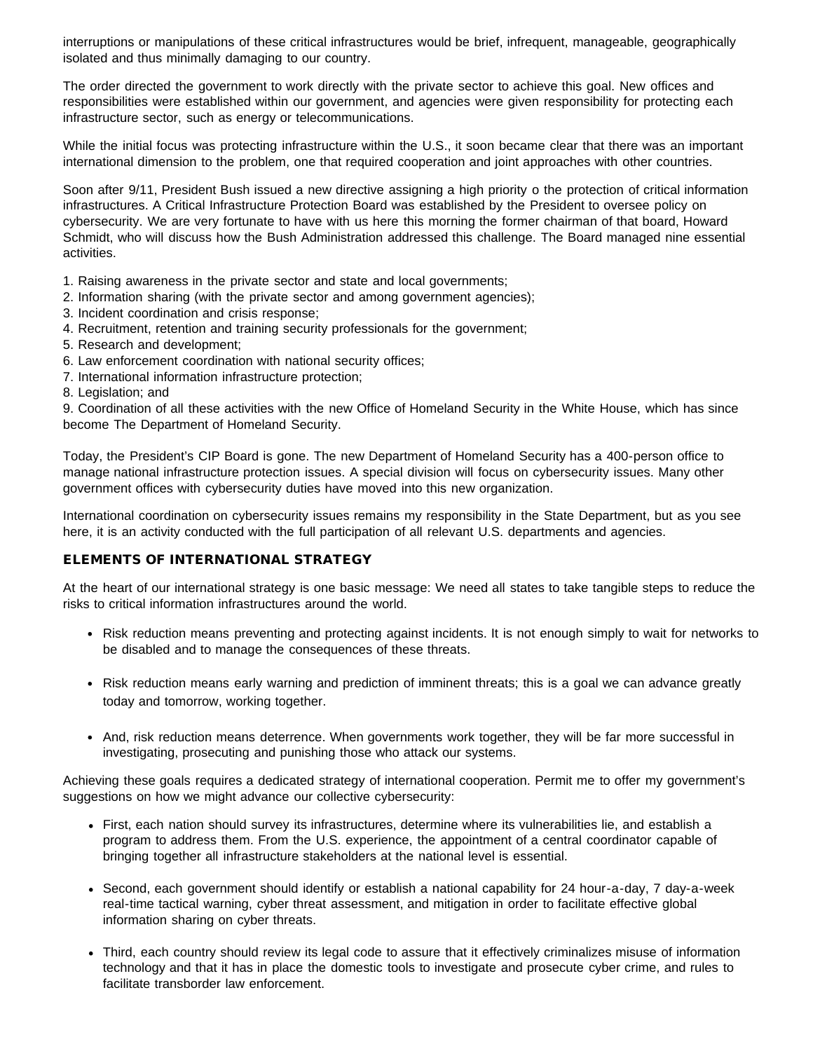interruptions or manipulations of these critical infrastructures would be brief, infrequent, manageable, geographically isolated and thus minimally damaging to our country.

The order directed the government to work directly with the private sector to achieve this goal. New offices and responsibilities were established within our government, and agencies were given responsibility for protecting each infrastructure sector, such as energy or telecommunications.

While the initial focus was protecting infrastructure within the U.S., it soon became clear that there was an important international dimension to the problem, one that required cooperation and joint approaches with other countries.

Soon after 9/11, President Bush issued a new directive assigning a high priority o the protection of critical information infrastructures. A Critical Infrastructure Protection Board was established by the President to oversee policy on cybersecurity. We are very fortunate to have with us here this morning the former chairman of that board, Howard Schmidt, who will discuss how the Bush Administration addressed this challenge. The Board managed nine essential activities.

1. Raising awareness in the private sector and state and local governments;
2. Information sharing (with the private sector and among government agencies);
3. Incident coordination and crisis response;
4. Recruitment, retention and training security professionals for the government;
5. Research and development;
6. Law enforcement coordination with national security offices;
7. International information infrastructure protection;
8. Legislation; and
9. Coordination of all these activities with the new Office of Homeland Security in the White House, which has since become The Department of Homeland Security.

Today, the President's CIP Board is gone. The new Department of Homeland Security has a 400-person office to manage national infrastructure protection issues. A special division will focus on cybersecurity issues. Many other government offices with cybersecurity duties have moved into this new organization.

International coordination on cybersecurity issues remains my responsibility in the State Department, but as you see here, it is an activity conducted with the full participation of all relevant U.S. departments and agencies.

## ELEMENTS OF INTERNATIONAL STRATEGY

At the heart of our international strategy is one basic message: We need all states to take tangible steps to reduce the risks to critical information infrastructures around the world.

- Risk reduction means preventing and protecting against incidents. It is not enough simply to wait for networks to be disabled and to manage the consequences of these threats.
- Risk reduction means early warning and prediction of imminent threats; this is a goal we can advance greatly today and tomorrow, working together.
- And, risk reduction means deterrence. When governments work together, they will be far more successful in investigating, prosecuting and punishing those who attack our systems.

Achieving these goals requires a dedicated strategy of international cooperation. Permit me to offer my government's suggestions on how we might advance our collective cybersecurity:

- First, each nation should survey its infrastructures, determine where its vulnerabilities lie, and establish a program to address them. From the U.S. experience, the appointment of a central coordinator capable of bringing together all infrastructure stakeholders at the national level is essential.
- Second, each government should identify or establish a national capability for 24 hour-a-day, 7 day-a-week real-time tactical warning, cyber threat assessment, and mitigation in order to facilitate effective global information sharing on cyber threats.
- Third, each country should review its legal code to assure that it effectively criminalizes misuse of information technology and that it has in place the domestic tools to investigate and prosecute cyber crime, and rules to facilitate transborder law enforcement.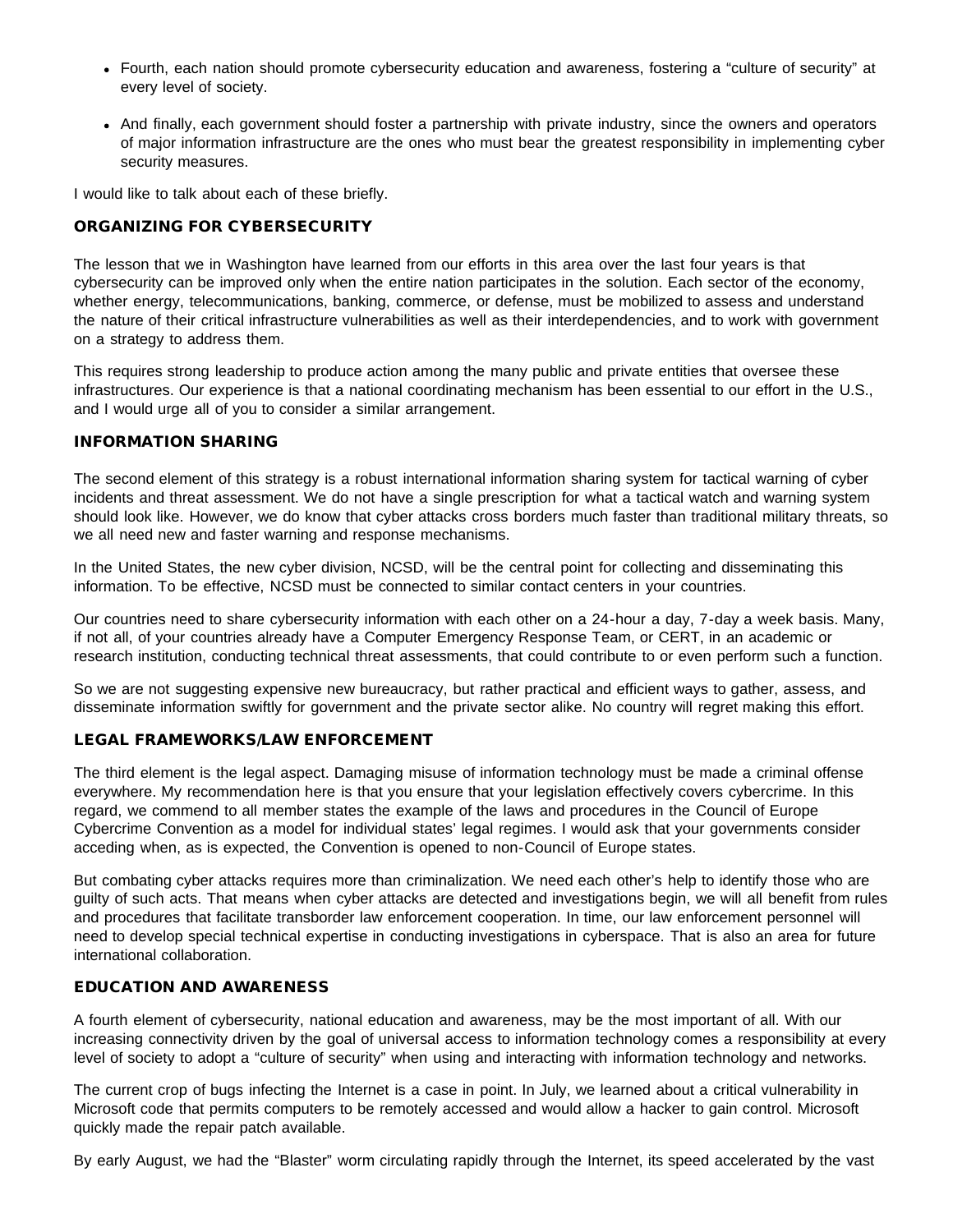- Fourth, each nation should promote cybersecurity education and awareness, fostering a "culture of security" at every level of society.
- And finally, each government should foster a partnership with private industry, since the owners and operators of major information infrastructure are the ones who must bear the greatest responsibility in implementing cyber security measures.

I would like to talk about each of these briefly.

### ORGANIZING FOR CYBERSECURITY

The lesson that we in Washington have learned from our efforts in this area over the last four years is that cybersecurity can be improved only when the entire nation participates in the solution. Each sector of the economy, whether energy, telecommunications, banking, commerce, or defense, must be mobilized to assess and understand the nature of their critical infrastructure vulnerabilities as well as their interdependencies, and to work with government on a strategy to address them.

This requires strong leadership to produce action among the many public and private entities that oversee these infrastructures. Our experience is that a national coordinating mechanism has been essential to our effort in the U.S., and I would urge all of you to consider a similar arrangement.

### INFORMATION SHARING

The second element of this strategy is a robust international information sharing system for tactical warning of cyber incidents and threat assessment. We do not have a single prescription for what a tactical watch and warning system should look like. However, we do know that cyber attacks cross borders much faster than traditional military threats, so we all need new and faster warning and response mechanisms.

In the United States, the new cyber division, NCSD, will be the central point for collecting and disseminating this information. To be effective, NCSD must be connected to similar contact centers in your countries.

Our countries need to share cybersecurity information with each other on a 24-hour a day, 7-day a week basis. Many, if not all, of your countries already have a Computer Emergency Response Team, or CERT, in an academic or research institution, conducting technical threat assessments, that could contribute to or even perform such a function.

So we are not suggesting expensive new bureaucracy, but rather practical and efficient ways to gather, assess, and disseminate information swiftly for government and the private sector alike. No country will regret making this effort.

### LEGAL FRAMEWORKS/LAW ENFORCEMENT

The third element is the legal aspect. Damaging misuse of information technology must be made a criminal offense everywhere. My recommendation here is that you ensure that your legislation effectively covers cybercrime. In this regard, we commend to all member states the example of the laws and procedures in the Council of Europe Cybercrime Convention as a model for individual states' legal regimes. I would ask that your governments consider acceding when, as is expected, the Convention is opened to non-Council of Europe states.

But combating cyber attacks requires more than criminalization. We need each other's help to identify those who are guilty of such acts. That means when cyber attacks are detected and investigations begin, we will all benefit from rules and procedures that facilitate transborder law enforcement cooperation. In time, our law enforcement personnel will need to develop special technical expertise in conducting investigations in cyberspace. That is also an area for future international collaboration.

### EDUCATION AND AWARENESS

A fourth element of cybersecurity, national education and awareness, may be the most important of all. With our increasing connectivity driven by the goal of universal access to information technology comes a responsibility at every level of society to adopt a "culture of security" when using and interacting with information technology and networks.

The current crop of bugs infecting the Internet is a case in point. In July, we learned about a critical vulnerability in Microsoft code that permits computers to be remotely accessed and would allow a hacker to gain control. Microsoft quickly made the repair patch available.

By early August, we had the "Blaster" worm circulating rapidly through the Internet, its speed accelerated by the vast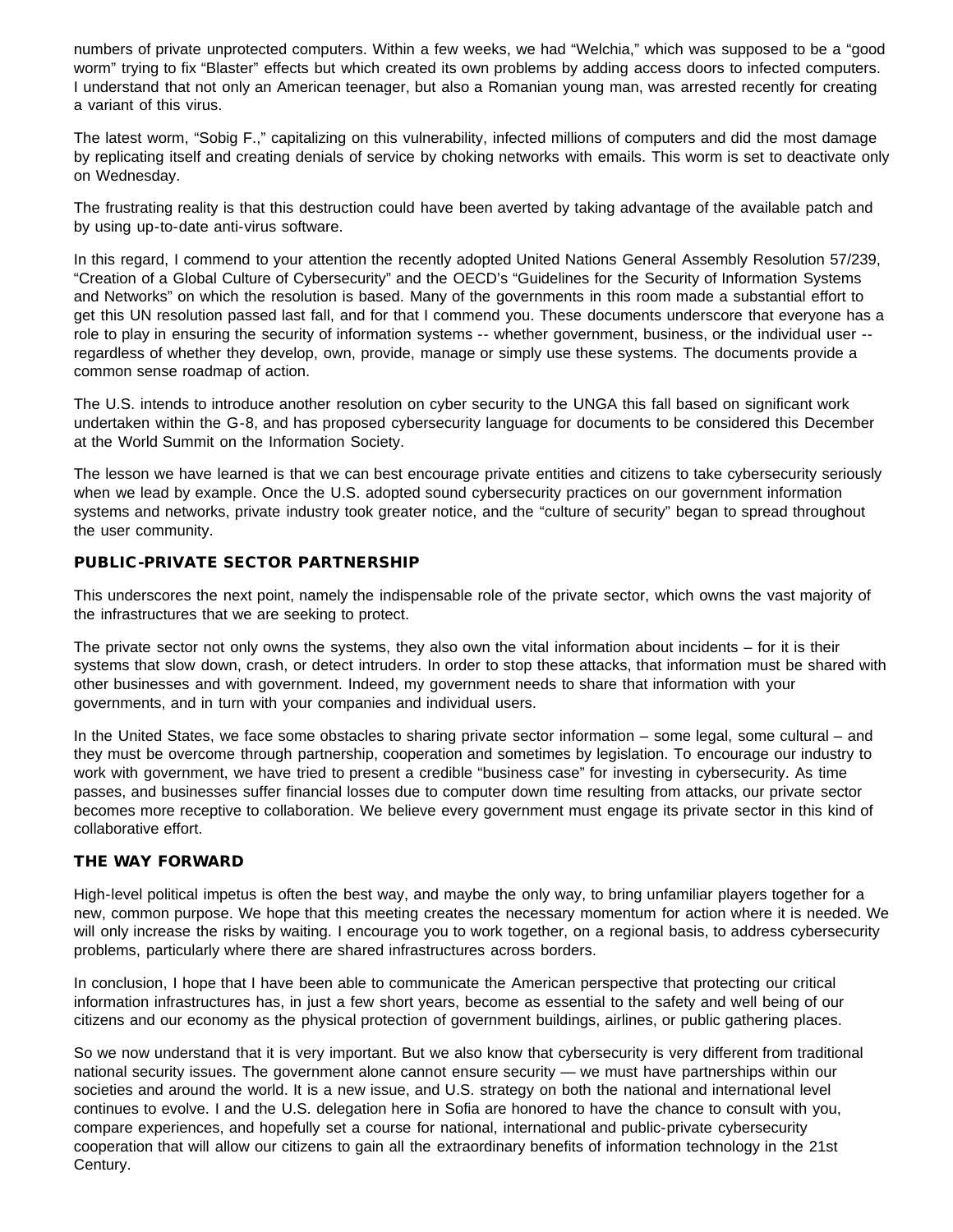numbers of private unprotected computers. Within a few weeks, we had "Welchia," which was supposed to be a "good worm" trying to fix "Blaster" effects but which created its own problems by adding access doors to infected computers. I understand that not only an American teenager, but also a Romanian young man, was arrested recently for creating a variant of this virus.

The latest worm, "Sobig F.," capitalizing on this vulnerability, infected millions of computers and did the most damage by replicating itself and creating denials of service by choking networks with emails. This worm is set to deactivate only on Wednesday.

The frustrating reality is that this destruction could have been averted by taking advantage of the available patch and by using up-to-date anti-virus software.

In this regard, I commend to your attention the recently adopted United Nations General Assembly Resolution 57/239, "Creation of a Global Culture of Cybersecurity" and the OECD's "Guidelines for the Security of Information Systems and Networks" on which the resolution is based. Many of the governments in this room made a substantial effort to get this UN resolution passed last fall, and for that I commend you. These documents underscore that everyone has a role to play in ensuring the security of information systems -- whether government, business, or the individual user -- regardless of whether they develop, own, provide, manage or simply use these systems. The documents provide a common sense roadmap of action.

The U.S. intends to introduce another resolution on cyber security to the UNGA this fall based on significant work undertaken within the G-8, and has proposed cybersecurity language for documents to be considered this December at the World Summit on the Information Society.

The lesson we have learned is that we can best encourage private entities and citizens to take cybersecurity seriously when we lead by example. Once the U.S. adopted sound cybersecurity practices on our government information systems and networks, private industry took greater notice, and the "culture of security" began to spread throughout the user community.

### PUBLIC-PRIVATE SECTOR PARTNERSHIP

This underscores the next point, namely the indispensable role of the private sector, which owns the vast majority of the infrastructures that we are seeking to protect.

The private sector not only owns the systems, they also own the vital information about incidents – for it is their systems that slow down, crash, or detect intruders. In order to stop these attacks, that information must be shared with other businesses and with government. Indeed, my government needs to share that information with your governments, and in turn with your companies and individual users.

In the United States, we face some obstacles to sharing private sector information – some legal, some cultural – and they must be overcome through partnership, cooperation and sometimes by legislation. To encourage our industry to work with government, we have tried to present a credible "business case" for investing in cybersecurity. As time passes, and businesses suffer financial losses due to computer down time resulting from attacks, our private sector becomes more receptive to collaboration. We believe every government must engage its private sector in this kind of collaborative effort.

### THE WAY FORWARD

High-level political impetus is often the best way, and maybe the only way, to bring unfamiliar players together for a new, common purpose. We hope that this meeting creates the necessary momentum for action where it is needed. We will only increase the risks by waiting. I encourage you to work together, on a regional basis, to address cybersecurity problems, particularly where there are shared infrastructures across borders.

In conclusion, I hope that I have been able to communicate the American perspective that protecting our critical information infrastructures has, in just a few short years, become as essential to the safety and well being of our citizens and our economy as the physical protection of government buildings, airlines, or public gathering places.

So we now understand that it is very important. But we also know that cybersecurity is very different from traditional national security issues. The government alone cannot ensure security — we must have partnerships within our societies and around the world. It is a new issue, and U.S. strategy on both the national and international level continues to evolve. I and the U.S. delegation here in Sofia are honored to have the chance to consult with you, compare experiences, and hopefully set a course for national, international and public-private cybersecurity cooperation that will allow our citizens to gain all the extraordinary benefits of information technology in the 21st Century.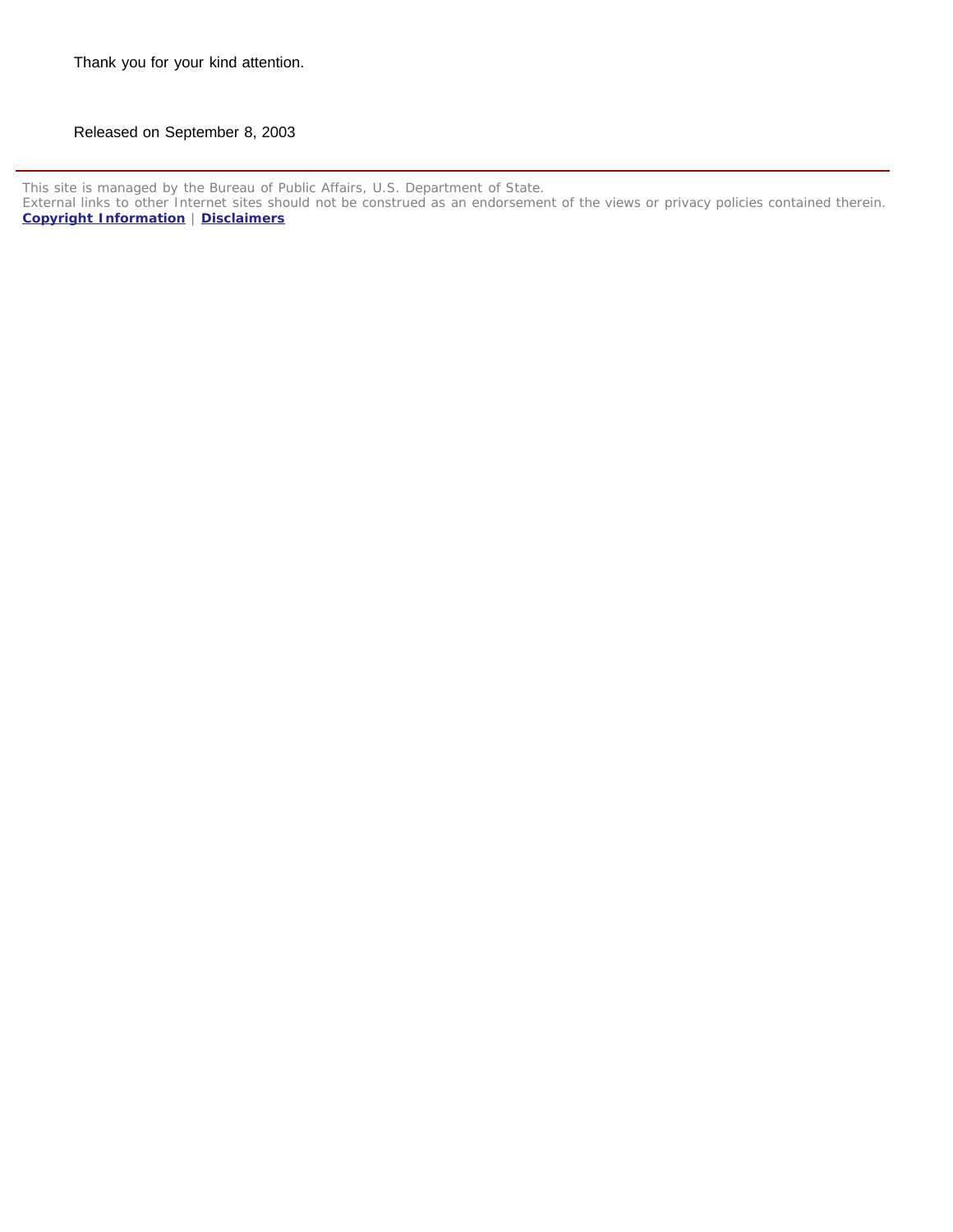Thank you for your kind attention.

Released on September 8, 2003

---

This site is managed by the Bureau of Public Affairs, U.S. Department of State.
External links to other Internet sites should not be construed as an endorsement of the views or privacy policies contained therein.
**Copyright Information** | **Disclaimers**